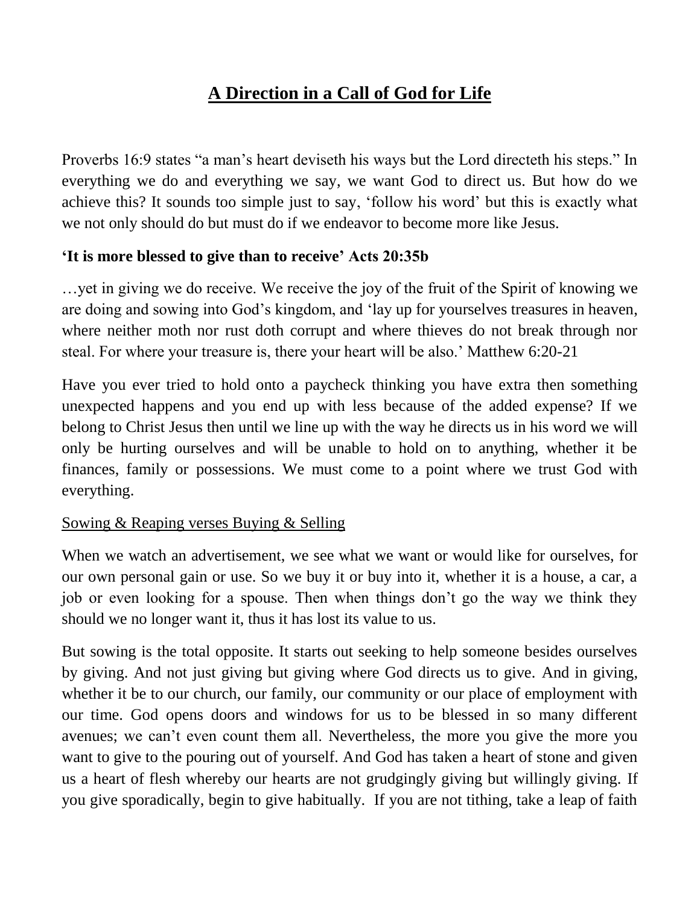# <u>A Direction in a Call of God for Life</u>

Proverbs 16:9 states "a man's heart deviseth his ways but the Lord directeth his steps." In everything we do and everything we say, we want God to direct us. But how do we achieve this? It sounds too simple just to say, 'follow his word' but this is exactly what we not only should do but must do if we endeavor to become more like Jesus.

**'It is more blessed to give than to receive' Acts 20:35b**

…yet in giving we do receive. We receive the joy of the fruit of the Spirit of knowing we are doing and sowing into God's kingdom, and 'lay up for yourselves treasures in heaven, where neither moth nor rust doth corrupt and where thieves do not break through nor steal. For where your treasure is, there your heart will be also.' Matthew 6:20-21

Have you ever tried to hold onto a paycheck thinking you have extra then something unexpected happens and you end up with less because of the added expense? If we belong to Christ Jesus then until we line up with the way he directs us in his word we will only be hurting ourselves and will be unable to hold on to anything, whether it be finances, family or possessions. We must come to a point where we trust God with everything.

<u>Sowing & Reaping verses Buying & Selling</u>

When we watch an advertisement, we see what we want or would like for ourselves, for our own personal gain or use. So we buy it or buy into it, whether it is a house, a car, a job or even looking for a spouse. Then when things don't go the way we think they should we no longer want it, thus it has lost its value to us.

But sowing is the total opposite. It starts out seeking to help someone besides ourselves by giving. And not just giving but giving where God directs us to give. And in giving, whether it be to our church, our family, our community or our place of employment with our time. God opens doors and windows for us to be blessed in so many different avenues; we can't even count them all. Nevertheless, the more you give the more you want to give to the pouring out of yourself. And God has taken a heart of stone and given us a heart of flesh whereby our hearts are not grudgingly giving but willingly giving. If you give sporadically, begin to give habitually. If you are not tithing, take a leap of faith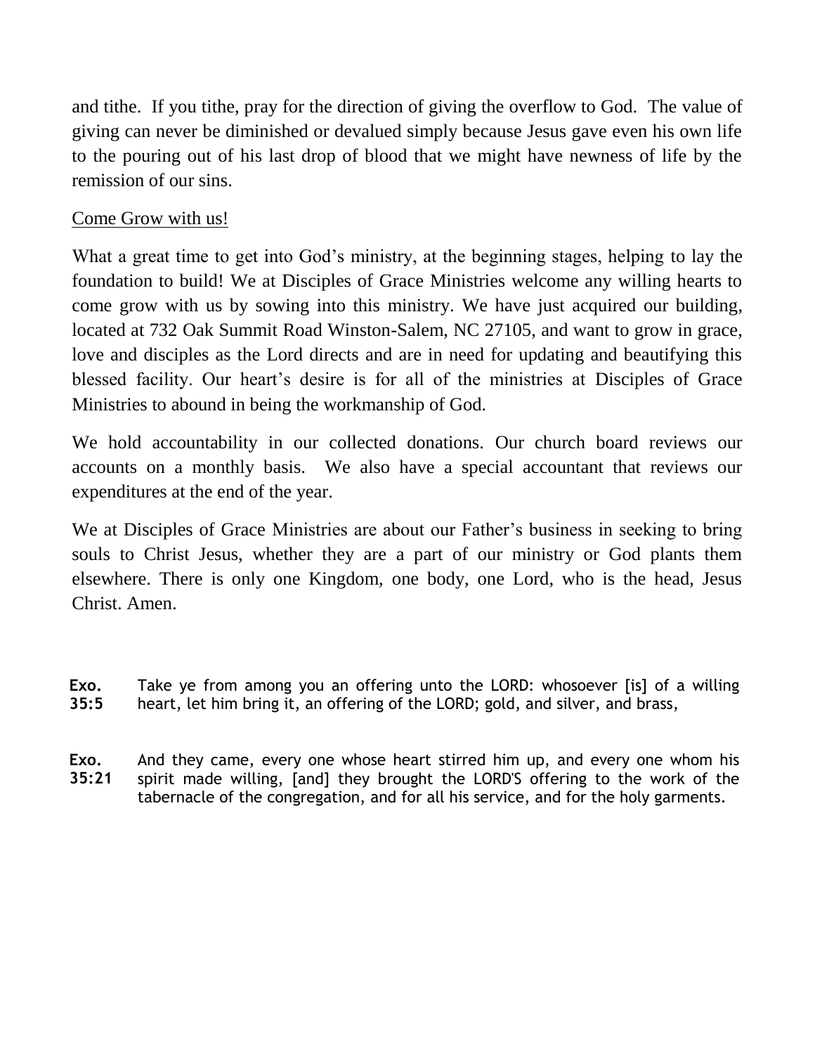and tithe. If you tithe, pray for the direction of giving the overflow to God. The value of giving can never be diminished or devalued simply because Jesus gave even his own life to the pouring out of his last drop of blood that we might have newness of life by the remission of our sins.

<u>Come Grow with us!</u>

What a great time to get into God's ministry, at the beginning stages, helping to lay the foundation to build! We at Disciples of Grace Ministries welcome any willing hearts to come grow with us by sowing into this ministry. We have just acquired our building, located at 732 Oak Summit Road Winston-Salem, NC 27105, and want to grow in grace, love and disciples as the Lord directs and are in need for updating and beautifying this blessed facility. Our heart's desire is for all of the ministries at Disciples of Grace Ministries to abound in being the workmanship of God.

We hold accountability in our collected donations. Our church board reviews our accounts on a monthly basis. We also have a special accountant that reviews our expenditures at the end of the year.

We at Disciples of Grace Ministries are about our Father's business in seeking to bring souls to Christ Jesus, whether they are a part of our ministry or God plants them elsewhere. There is only one Kingdom, one body, one Lord, who is the head, Jesus Christ. Amen.

**Exo. 35:5** Take ye from among you an offering unto the LORD: whosoever [is] of a willing heart, let him bring it, an offering of the LORD; gold, and silver, and brass,

**Exo. 35:21** And they came, every one whose heart stirred him up, and every one whom his spirit made willing, [and] they brought the LORD'S offering to the work of the tabernacle of the congregation, and for all his service, and for the holy garments.